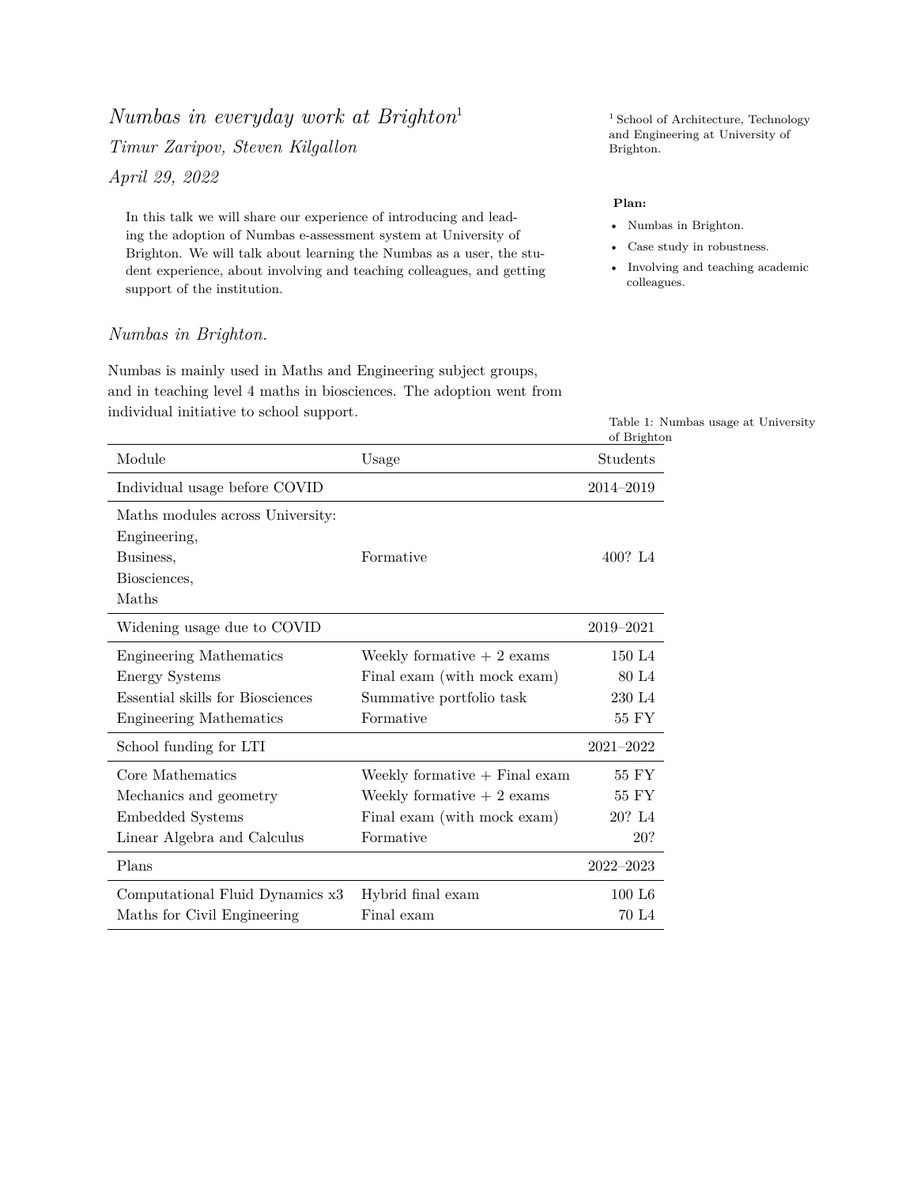# *Numbas in everyday work at Brighton*[1]

*Timur Zaripov, Steven Kilgallon*

*April 29, 2022*

[1] School of Architecture, Technology and Engineering at University of Brighton.

In this talk we will share our experience of introducing and leading the adoption of Numbas e-assessment system at University of Brighton. We will talk about learning the Numbas as a user, the student experience, about involving and teaching colleagues, and getting support of the institution.

**Plan:**

- Numbas in Brighton.
- Case study in robustness.
- Involving and teaching academic colleagues.

## *Numbas in Brighton.*

Numbas is mainly used in Maths and Engineering subject groups, and in teaching level 4 maths in biosciences. The adoption went from individual initiative to school support.

Table 1: Numbas usage at University of Brighton

| Module | Usage | Students |
|---|---|---|
| Individual usage before COVID | | 2014–2019 |
| Maths modules across University: Engineering, Business, Biosciences, Maths | Formative | 400? L4 |
| Widening usage due to COVID | | 2019–2021 |
| Engineering Mathematics | Weekly formative + 2 exams | 150 L4 |
| Energy Systems | Final exam (with mock exam) | 80 L4 |
| Essential skills for Biosciences | Summative portfolio task | 230 L4 |
| Engineering Mathematics | Formative | 55 FY |
| School funding for LTI | | 2021–2022 |
| Core Mathematics | Weekly formative + Final exam | 55 FY |
| Mechanics and geometry | Weekly formative + 2 exams | 55 FY |
| Embedded Systems | Final exam (with mock exam) | 20? L4 |
| Linear Algebra and Calculus | Formative | 20? |
| Plans | | 2022–2023 |
| Computational Fluid Dynamics x3 | Hybrid final exam | 100 L6 |
| Maths for Civil Engineering | Final exam | 70 L4 |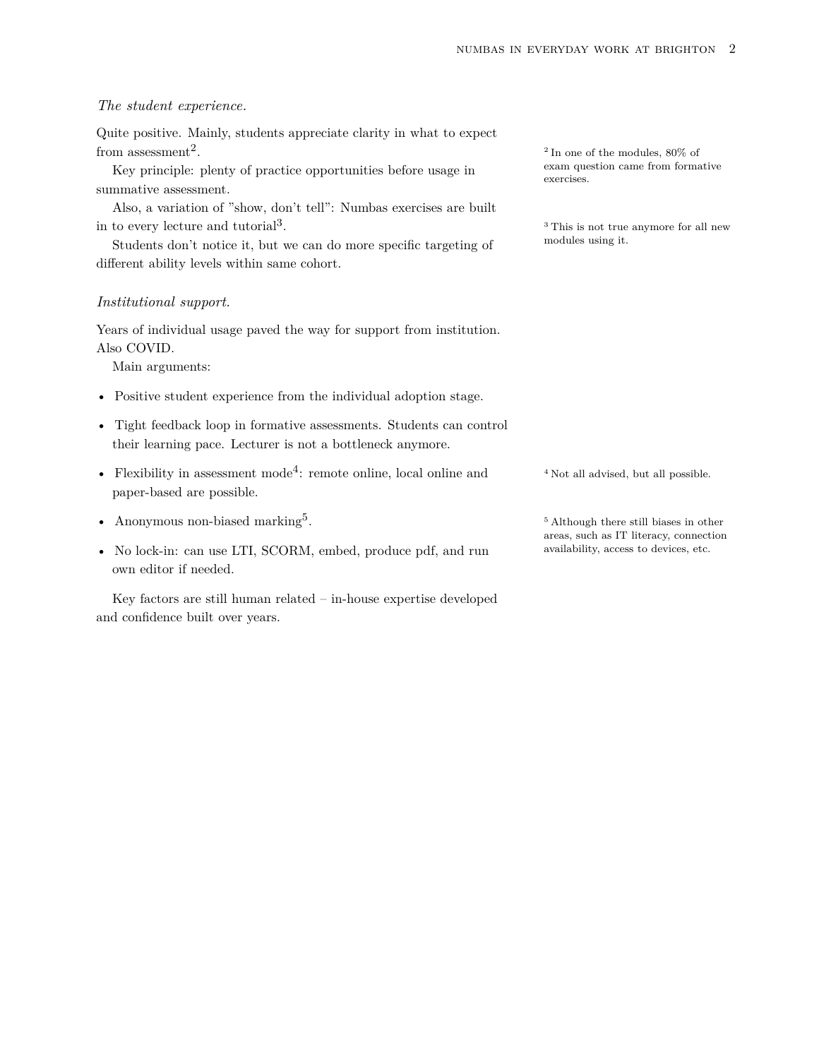*The student experience.*

Quite positive. Mainly, students appreciate clarity in what to expect from assessment[2].

[2] In one of the modules, 80% of exam question came from formative exercises.

Key principle: plenty of practice opportunities before usage in summative assessment.

Also, a variation of "show, don't tell": Numbas exercises are built in to every lecture and tutorial[3].

[3] This is not true anymore for all new modules using it.

Students don't notice it, but we can do more specific targeting of different ability levels within same cohort.

*Institutional support.*

Years of individual usage paved the way for support from institution. Also COVID.

Main arguments:

- Positive student experience from the individual adoption stage.
- Tight feedback loop in formative assessments. Students can control their learning pace. Lecturer is not a bottleneck anymore.
- Flexibility in assessment mode[4]: remote online, local online and paper-based are possible.
- Anonymous non-biased marking[5].
- No lock-in: can use LTI, SCORM, embed, produce pdf, and run own editor if needed.

[4] Not all advised, but all possible.

[5] Although there still biases in other areas, such as IT literacy, connection availability, access to devices, etc.

Key factors are still human related – in-house expertise developed and confidence built over years.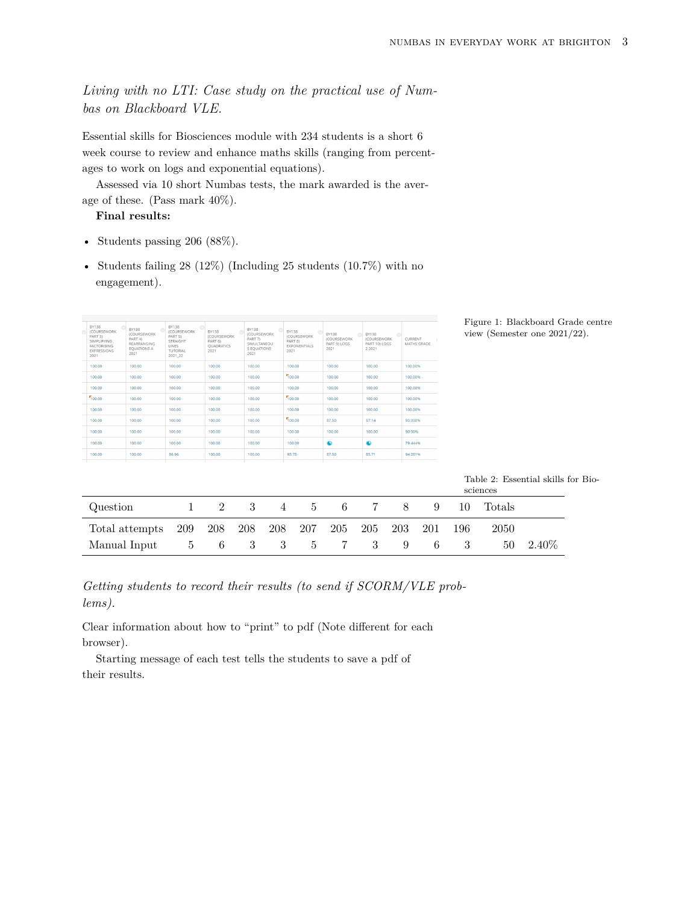*Living with no LTI: Case study on the practical use of Numbas on Blackboard VLE.*

Essential skills for Biosciences module with 234 students is a short 6 week course to review and enhance maths skills (ranging from percentages to work on logs and exponential equations).

Assessed via 10 short Numbas tests, the mark awarded is the average of these. (Pass mark 40%).

**Final results:**

- Students passing 206 (88%).
- Students failing 28 (12%) (Including 25 students (10.7%) with no engagement).

Figure 1: Blackboard Grade centre view (Semester one 2021/22).

Table 2: Essential skills for Biosciences

| Question | 1 | 2 | 3 | 4 | 5 | 6 | 7 | 8 | 9 | 10 | Totals | |
|---|---|---|---|---|---|---|---|---|---|---|---|---|
| Total attempts | 209 | 208 | 208 | 208 | 207 | 205 | 205 | 203 | 201 | 196 | 2050 | |
| Manual Input | 5 | 6 | 3 | 3 | 5 | 7 | 3 | 9 | 6 | 3 | 50 | 2.40% |

*Getting students to record their results (to send if SCORM/VLE problems).*

Clear information about how to "print" to pdf (Note different for each browser).

Starting message of each test tells the students to save a pdf of their results.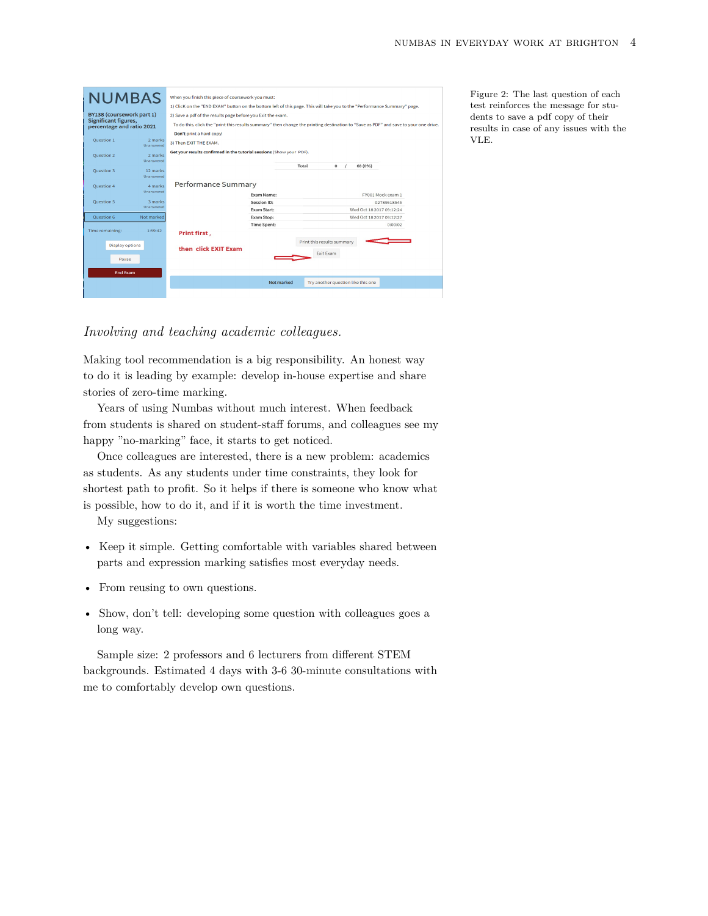Figure 2: The last question of each test reinforces the message for students to save a pdf copy of their results in case of any issues with the VLE.

*Involving and teaching academic colleagues.*

Making tool recommendation is a big responsibility. An honest way to do it is leading by example: develop in-house expertise and share stories of zero-time marking.

Years of using Numbas without much interest. When feedback from students is shared on student-staff forums, and colleagues see my happy "no-marking" face, it starts to get noticed.

Once colleagues are interested, there is a new problem: academics as students. As any students under time constraints, they look for shortest path to profit. So it helps if there is someone who know what is possible, how to do it, and if it is worth the time investment.

My suggestions:

- Keep it simple. Getting comfortable with variables shared between parts and expression marking satisfies most everyday needs.
- From reusing to own questions.
- Show, don't tell: developing some question with colleagues goes a long way.

Sample size: 2 professors and 6 lecturers from different STEM backgrounds. Estimated 4 days with 3-6 30-minute consultations with me to comfortably develop own questions.